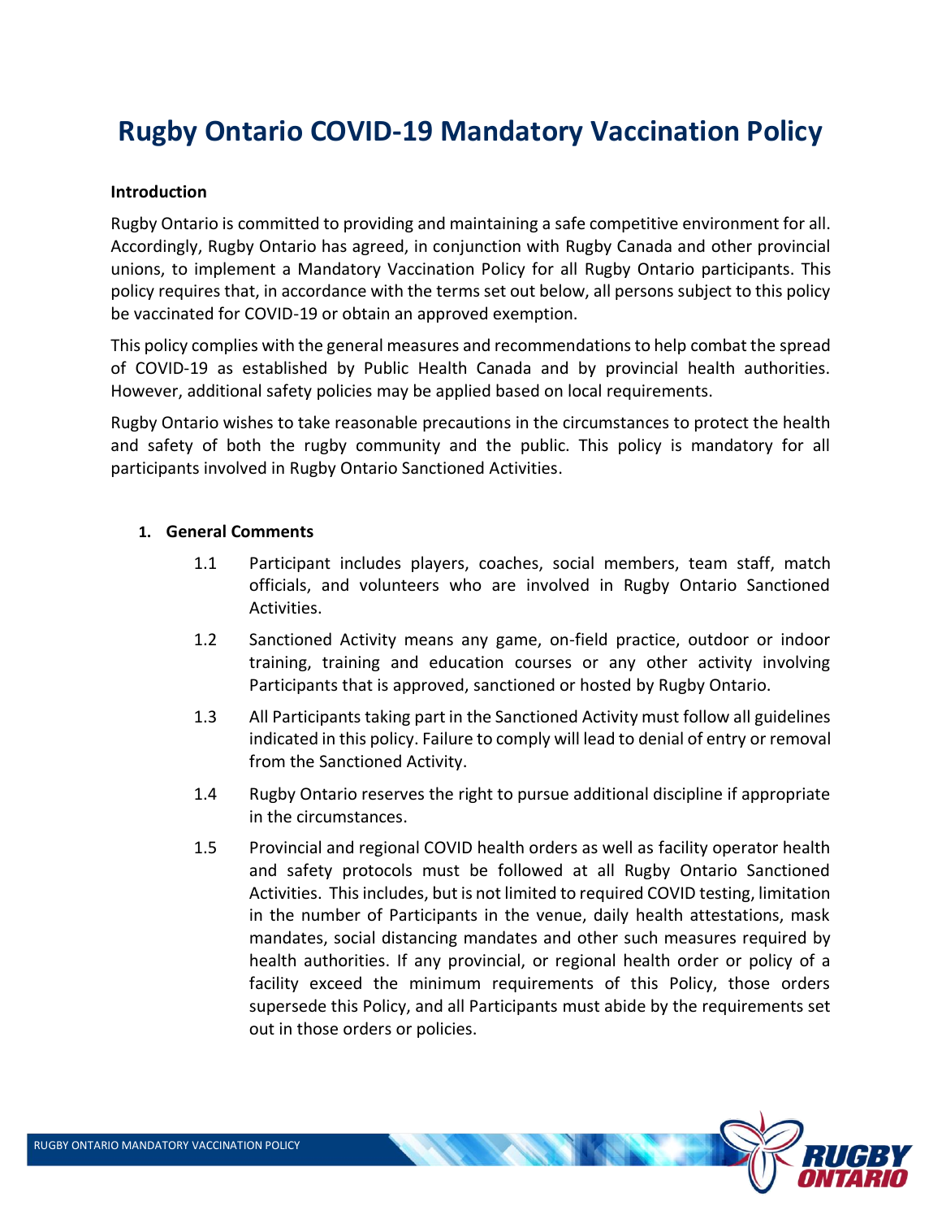# Rugby Ontario COVID-19 Mandatory Vaccination Policy

**Introduction**

Rugby Ontario is committed to providing and maintaining a safe competitive environment for all. Accordingly, Rugby Ontario has agreed, in conjunction with Rugby Canada and other provincial unions, to implement a Mandatory Vaccination Policy for all Rugby Ontario participants. This policy requires that, in accordance with the terms set out below, all persons subject to this policy be vaccinated for COVID-19 or obtain an approved exemption.

This policy complies with the general measures and recommendations to help combat the spread of COVID-19 as established by Public Health Canada and by provincial health authorities. However, additional safety policies may be applied based on local requirements.

Rugby Ontario wishes to take reasonable precautions in the circumstances to protect the health and safety of both the rugby community and the public. This policy is mandatory for all participants involved in Rugby Ontario Sanctioned Activities.

**1. General Comments**

1.1 Participant includes players, coaches, social members, team staff, match officials, and volunteers who are involved in Rugby Ontario Sanctioned Activities.

1.2 Sanctioned Activity means any game, on-field practice, outdoor or indoor training, training and education courses or any other activity involving Participants that is approved, sanctioned or hosted by Rugby Ontario.

1.3 All Participants taking part in the Sanctioned Activity must follow all guidelines indicated in this policy. Failure to comply will lead to denial of entry or removal from the Sanctioned Activity.

1.4 Rugby Ontario reserves the right to pursue additional discipline if appropriate in the circumstances.

1.5 Provincial and regional COVID health orders as well as facility operator health and safety protocols must be followed at all Rugby Ontario Sanctioned Activities. This includes, but is not limited to required COVID testing, limitation in the number of Participants in the venue, daily health attestations, mask mandates, social distancing mandates and other such measures required by health authorities. If any provincial, or regional health order or policy of a facility exceed the minimum requirements of this Policy, those orders supersede this Policy, and all Participants must abide by the requirements set out in those orders or policies.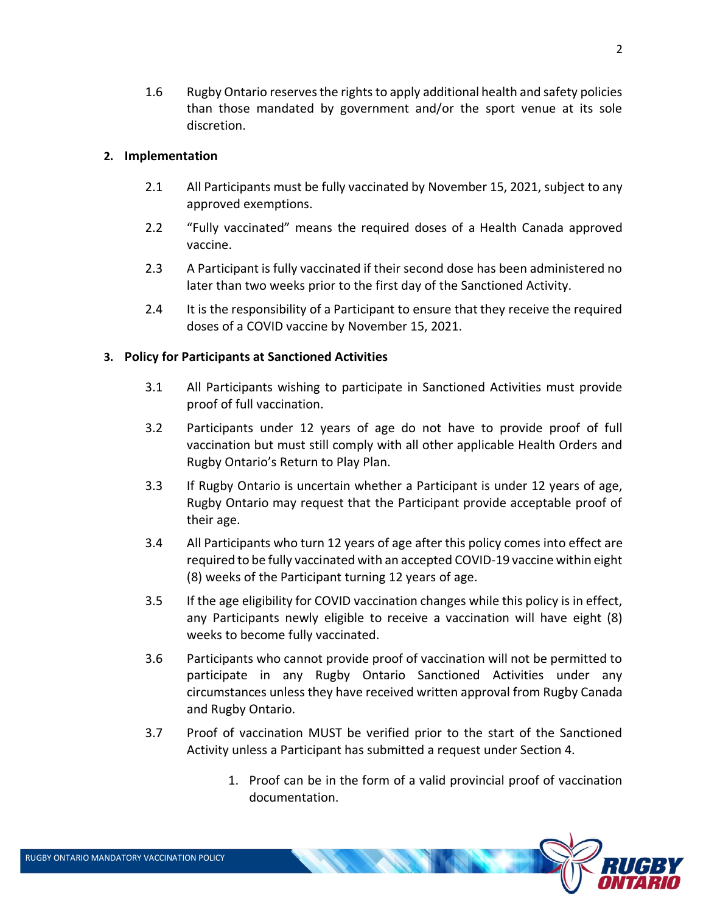1.6 Rugby Ontario reserves the rights to apply additional health and safety policies than those mandated by government and/or the sport venue at its sole discretion.

## 2. Implementation

2.1 All Participants must be fully vaccinated by November 15, 2021, subject to any approved exemptions.

2.2 "Fully vaccinated" means the required doses of a Health Canada approved vaccine.

2.3 A Participant is fully vaccinated if their second dose has been administered no later than two weeks prior to the first day of the Sanctioned Activity.

2.4 It is the responsibility of a Participant to ensure that they receive the required doses of a COVID vaccine by November 15, 2021.

## 3. Policy for Participants at Sanctioned Activities

3.1 All Participants wishing to participate in Sanctioned Activities must provide proof of full vaccination.

3.2 Participants under 12 years of age do not have to provide proof of full vaccination but must still comply with all other applicable Health Orders and Rugby Ontario's Return to Play Plan.

3.3 If Rugby Ontario is uncertain whether a Participant is under 12 years of age, Rugby Ontario may request that the Participant provide acceptable proof of their age.

3.4 All Participants who turn 12 years of age after this policy comes into effect are required to be fully vaccinated with an accepted COVID-19 vaccine within eight (8) weeks of the Participant turning 12 years of age.

3.5 If the age eligibility for COVID vaccination changes while this policy is in effect, any Participants newly eligible to receive a vaccination will have eight (8) weeks to become fully vaccinated.

3.6 Participants who cannot provide proof of vaccination will not be permitted to participate in any Rugby Ontario Sanctioned Activities under any circumstances unless they have received written approval from Rugby Canada and Rugby Ontario.

3.7 Proof of vaccination MUST be verified prior to the start of the Sanctioned Activity unless a Participant has submitted a request under Section 4.

1. Proof can be in the form of a valid provincial proof of vaccination documentation.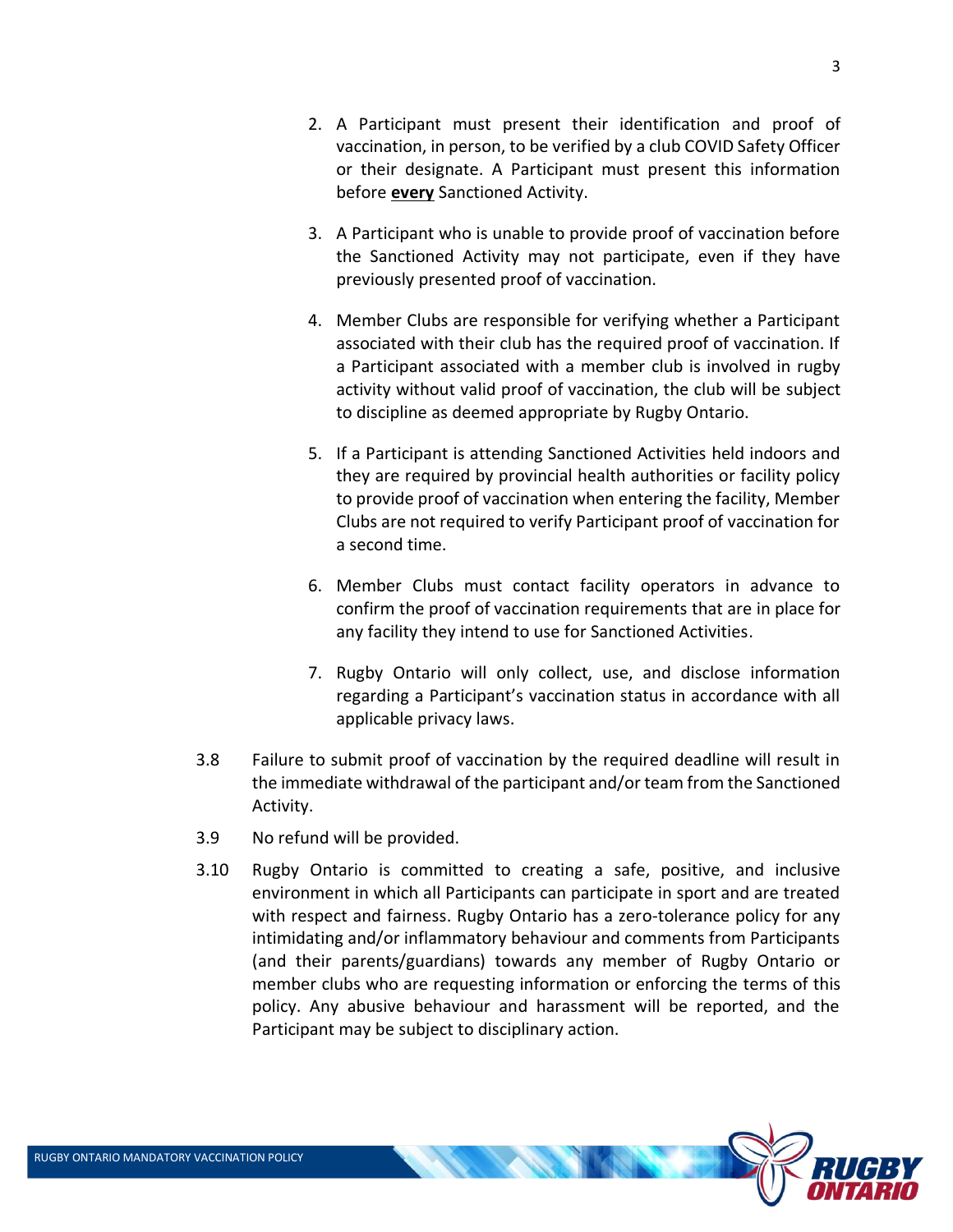2. A Participant must present their identification and proof of vaccination, in person, to be verified by a club COVID Safety Officer or their designate. A Participant must present this information before **every** Sanctioned Activity.

3. A Participant who is unable to provide proof of vaccination before the Sanctioned Activity may not participate, even if they have previously presented proof of vaccination.

4. Member Clubs are responsible for verifying whether a Participant associated with their club has the required proof of vaccination. If a Participant associated with a member club is involved in rugby activity without valid proof of vaccination, the club will be subject to discipline as deemed appropriate by Rugby Ontario.

5. If a Participant is attending Sanctioned Activities held indoors and they are required by provincial health authorities or facility policy to provide proof of vaccination when entering the facility, Member Clubs are not required to verify Participant proof of vaccination for a second time.

6. Member Clubs must contact facility operators in advance to confirm the proof of vaccination requirements that are in place for any facility they intend to use for Sanctioned Activities.

7. Rugby Ontario will only collect, use, and disclose information regarding a Participant's vaccination status in accordance with all applicable privacy laws.

3.8 Failure to submit proof of vaccination by the required deadline will result in the immediate withdrawal of the participant and/or team from the Sanctioned Activity.

3.9 No refund will be provided.

3.10 Rugby Ontario is committed to creating a safe, positive, and inclusive environment in which all Participants can participate in sport and are treated with respect and fairness. Rugby Ontario has a zero-tolerance policy for any intimidating and/or inflammatory behaviour and comments from Participants (and their parents/guardians) towards any member of Rugby Ontario or member clubs who are requesting information or enforcing the terms of this policy. Any abusive behaviour and harassment will be reported, and the Participant may be subject to disciplinary action.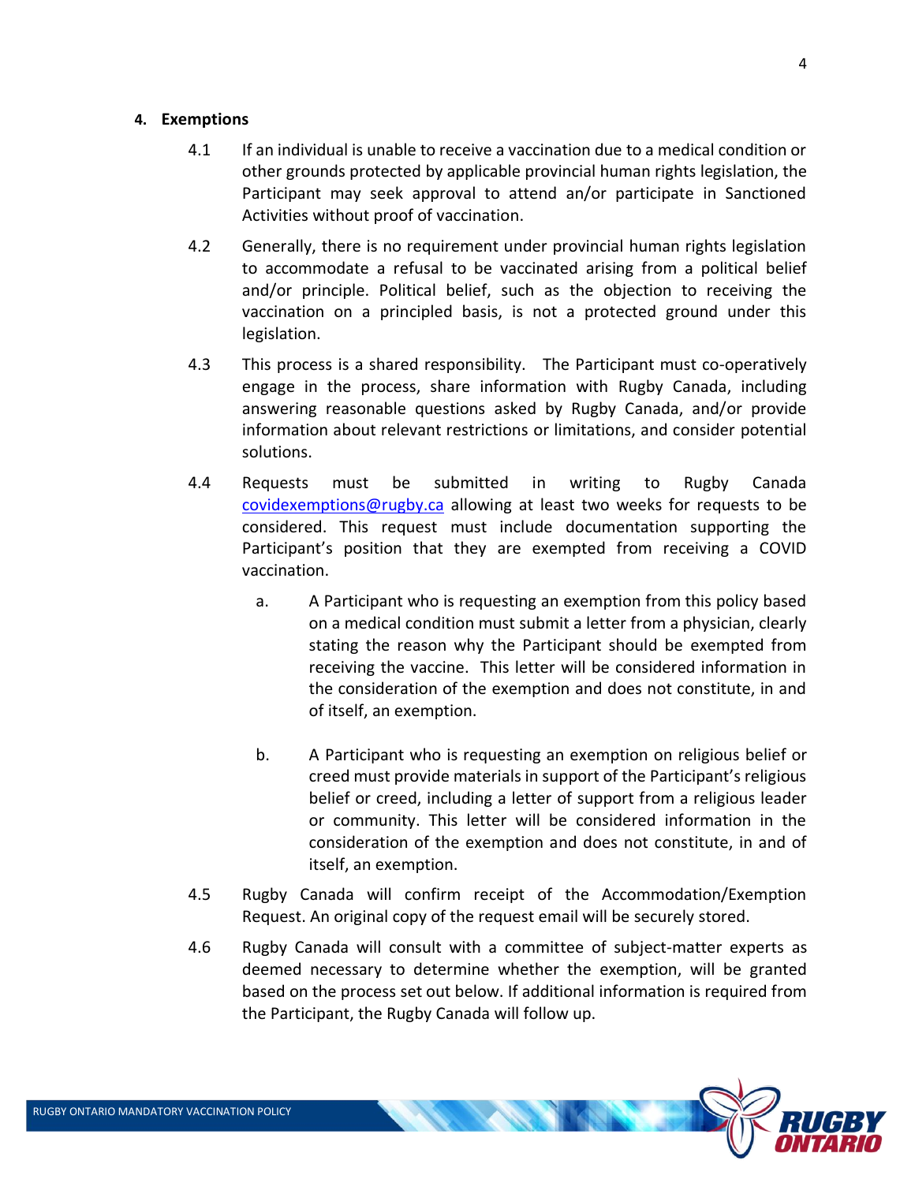## 4. Exemptions

4.1 If an individual is unable to receive a vaccination due to a medical condition or other grounds protected by applicable provincial human rights legislation, the Participant may seek approval to attend an/or participate in Sanctioned Activities without proof of vaccination.

4.2 Generally, there is no requirement under provincial human rights legislation to accommodate a refusal to be vaccinated arising from a political belief and/or principle. Political belief, such as the objection to receiving the vaccination on a principled basis, is not a protected ground under this legislation.

4.3 This process is a shared responsibility. The Participant must co-operatively engage in the process, share information with Rugby Canada, including answering reasonable questions asked by Rugby Canada, and/or provide information about relevant restrictions or limitations, and consider potential solutions.

4.4 Requests must be submitted in writing to Rugby Canada covidexemptions@rugby.ca allowing at least two weeks for requests to be considered. This request must include documentation supporting the Participant's position that they are exempted from receiving a COVID vaccination.

a. A Participant who is requesting an exemption from this policy based on a medical condition must submit a letter from a physician, clearly stating the reason why the Participant should be exempted from receiving the vaccine. This letter will be considered information in the consideration of the exemption and does not constitute, in and of itself, an exemption.

b. A Participant who is requesting an exemption on religious belief or creed must provide materials in support of the Participant's religious belief or creed, including a letter of support from a religious leader or community. This letter will be considered information in the consideration of the exemption and does not constitute, in and of itself, an exemption.

4.5 Rugby Canada will confirm receipt of the Accommodation/Exemption Request. An original copy of the request email will be securely stored.

4.6 Rugby Canada will consult with a committee of subject-matter experts as deemed necessary to determine whether the exemption, will be granted based on the process set out below. If additional information is required from the Participant, the Rugby Canada will follow up.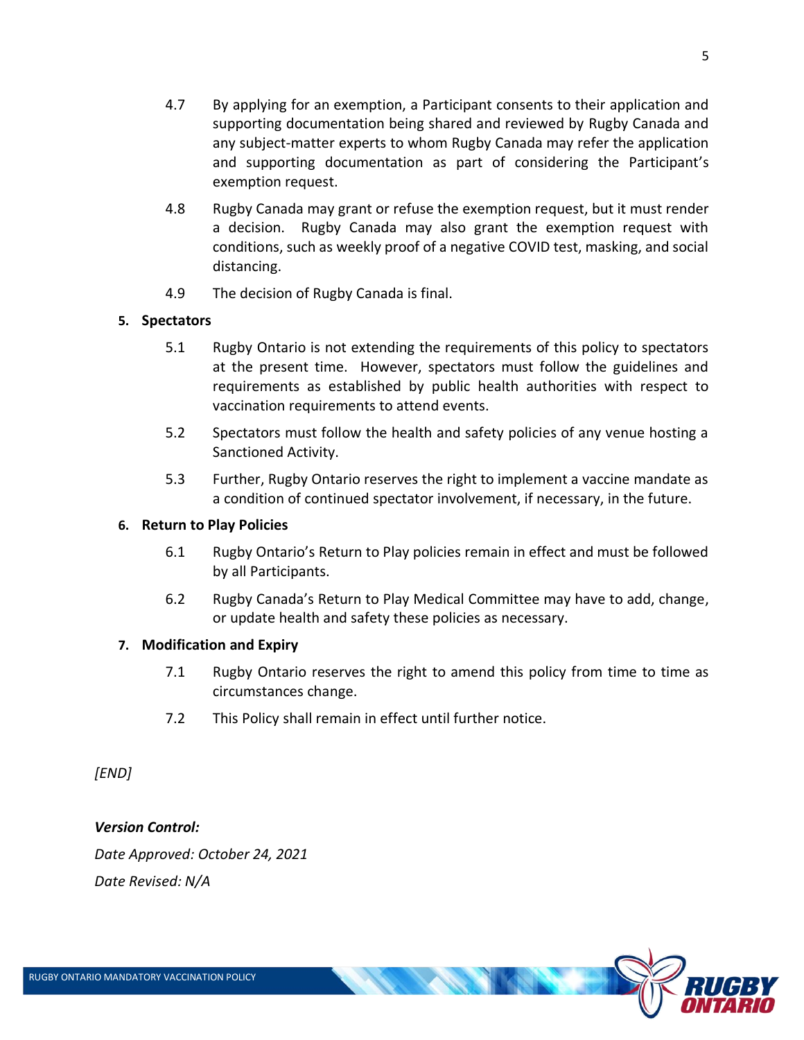4.7 By applying for an exemption, a Participant consents to their application and supporting documentation being shared and reviewed by Rugby Canada and any subject-matter experts to whom Rugby Canada may refer the application and supporting documentation as part of considering the Participant's exemption request.

4.8 Rugby Canada may grant or refuse the exemption request, but it must render a decision. Rugby Canada may also grant the exemption request with conditions, such as weekly proof of a negative COVID test, masking, and social distancing.

4.9 The decision of Rugby Canada is final.

**5. Spectators**

5.1 Rugby Ontario is not extending the requirements of this policy to spectators at the present time. However, spectators must follow the guidelines and requirements as established by public health authorities with respect to vaccination requirements to attend events.

5.2 Spectators must follow the health and safety policies of any venue hosting a Sanctioned Activity.

5.3 Further, Rugby Ontario reserves the right to implement a vaccine mandate as a condition of continued spectator involvement, if necessary, in the future.

**6. Return to Play Policies**

6.1 Rugby Ontario's Return to Play policies remain in effect and must be followed by all Participants.

6.2 Rugby Canada's Return to Play Medical Committee may have to add, change, or update health and safety these policies as necessary.

**7. Modification and Expiry**

7.1 Rugby Ontario reserves the right to amend this policy from time to time as circumstances change.

7.2 This Policy shall remain in effect until further notice.

*[END]*

***Version Control:***

*Date Approved: October 24, 2021*

*Date Revised: N/A*